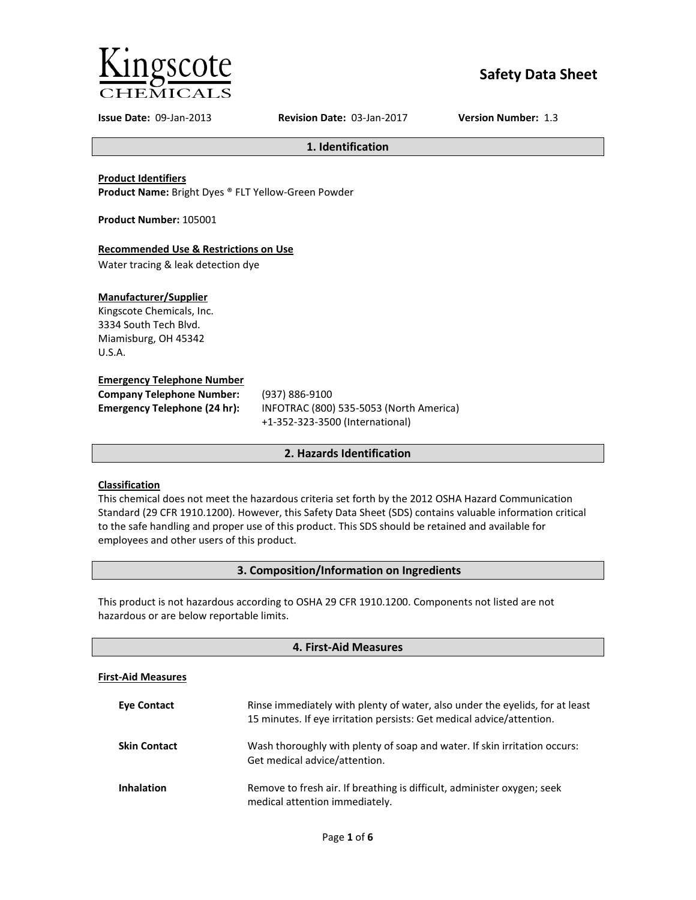# Kingscote CHEMICALS

# Safety Data Sheet

**Issue Date:** 09-Jan-2013 **Revision Date:** 03-Jan-2017 **Version Number:** 1.3

## 1. Identification

**Product Identifiers**
**Product Name:** Bright Dyes ® FLT Yellow-Green Powder

**Product Number:** 105001

**Recommended Use & Restrictions on Use**
Water tracing & leak detection dye

**Manufacturer/Supplier**
Kingscote Chemicals, Inc.
3334 South Tech Blvd.
Miamisburg, OH 45342
U.S.A.

**Emergency Telephone Number**

| | |
|---|---|
| **Company Telephone Number:** | (937) 886-9100 |
| **Emergency Telephone (24 hr):** | INFOTRAC (800) 535-5053 (North America)<br>+1-352-323-3500 (International) |

## 2. Hazards Identification

**Classification**
This chemical does not meet the hazardous criteria set forth by the 2012 OSHA Hazard Communication Standard (29 CFR 1910.1200). However, this Safety Data Sheet (SDS) contains valuable information critical to the safe handling and proper use of this product. This SDS should be retained and available for employees and other users of this product.

## 3. Composition/Information on Ingredients

This product is not hazardous according to OSHA 29 CFR 1910.1200. Components not listed are not hazardous or are below reportable limits.

## 4. First-Aid Measures

**First-Aid Measures**

| | |
|---|---|
| **Eye Contact** | Rinse immediately with plenty of water, also under the eyelids, for at least 15 minutes. If eye irritation persists: Get medical advice/attention. |
| **Skin Contact** | Wash thoroughly with plenty of soap and water. If skin irritation occurs: Get medical advice/attention. |
| **Inhalation** | Remove to fresh air. If breathing is difficult, administer oxygen; seek medical attention immediately. |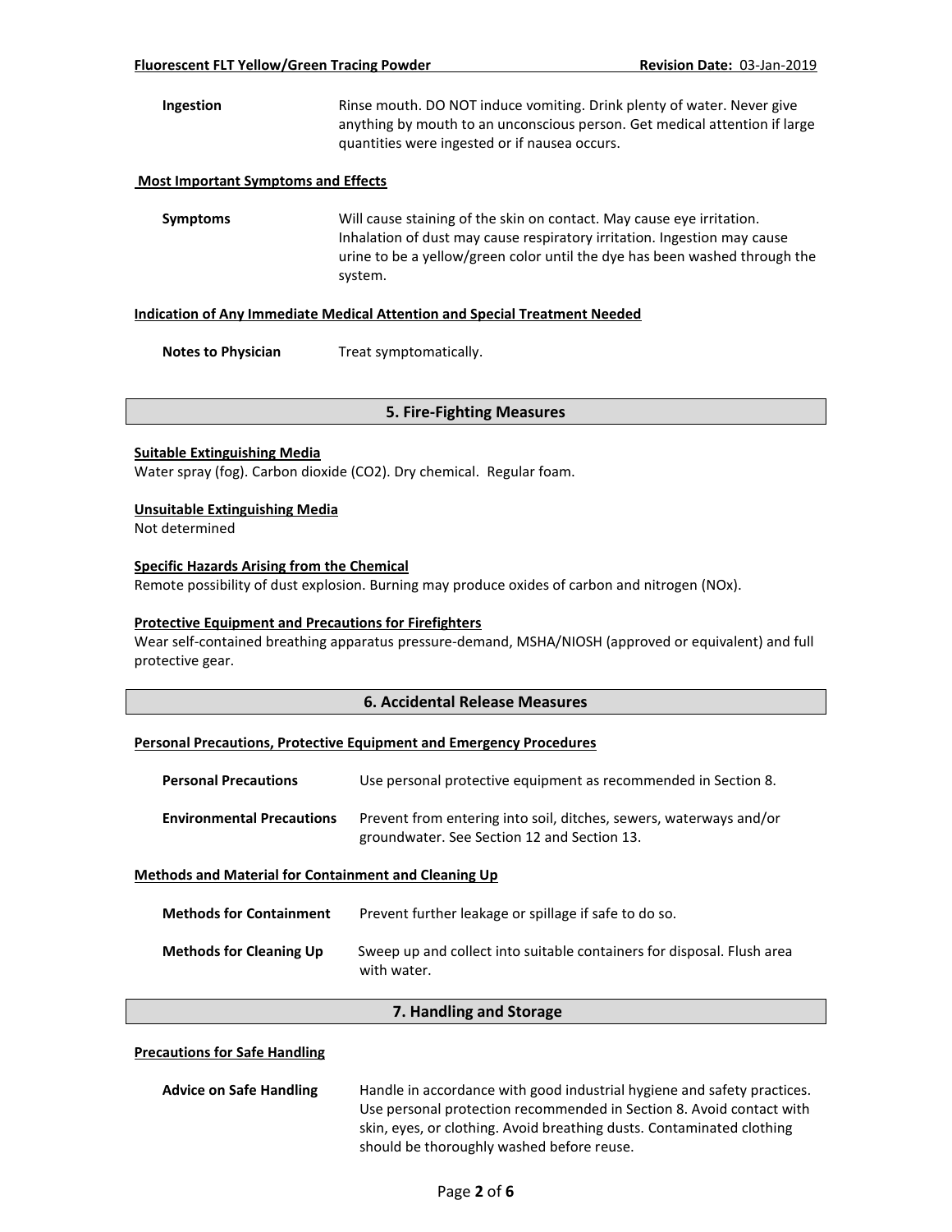**Ingestion** Rinse mouth. DO NOT induce vomiting. Drink plenty of water. Never give anything by mouth to an unconscious person. Get medical attention if large quantities were ingested or if nausea occurs.

**Most Important Symptoms and Effects**

**Symptoms** Will cause staining of the skin on contact. May cause eye irritation. Inhalation of dust may cause respiratory irritation. Ingestion may cause urine to be a yellow/green color until the dye has been washed through the system.

**Indication of Any Immediate Medical Attention and Special Treatment Needed**

**Notes to Physician** Treat symptomatically.

## 5. Fire-Fighting Measures

**Suitable Extinguishing Media**

Water spray (fog). Carbon dioxide ($CO_2$). Dry chemical. Regular foam.

**Unsuitable Extinguishing Media**

Not determined

**Specific Hazards Arising from the Chemical**

Remote possibility of dust explosion. Burning may produce oxides of carbon and nitrogen (NOx).

**Protective Equipment and Precautions for Firefighters**

Wear self-contained breathing apparatus pressure-demand, MSHA/NIOSH (approved or equivalent) and full protective gear.

## 6. Accidental Release Measures

**Personal Precautions, Protective Equipment and Emergency Procedures**

**Personal Precautions** Use personal protective equipment as recommended in Section 8.

**Environmental Precautions** Prevent from entering into soil, ditches, sewers, waterways and/or groundwater. See Section 12 and Section 13.

**Methods and Material for Containment and Cleaning Up**

**Methods for Containment** Prevent further leakage or spillage if safe to do so.

**Methods for Cleaning Up** Sweep up and collect into suitable containers for disposal. Flush area with water.

## 7. Handling and Storage

**Precautions for Safe Handling**

**Advice on Safe Handling** Handle in accordance with good industrial hygiene and safety practices. Use personal protection recommended in Section 8. Avoid contact with skin, eyes, or clothing. Avoid breathing dusts. Contaminated clothing should be thoroughly washed before reuse.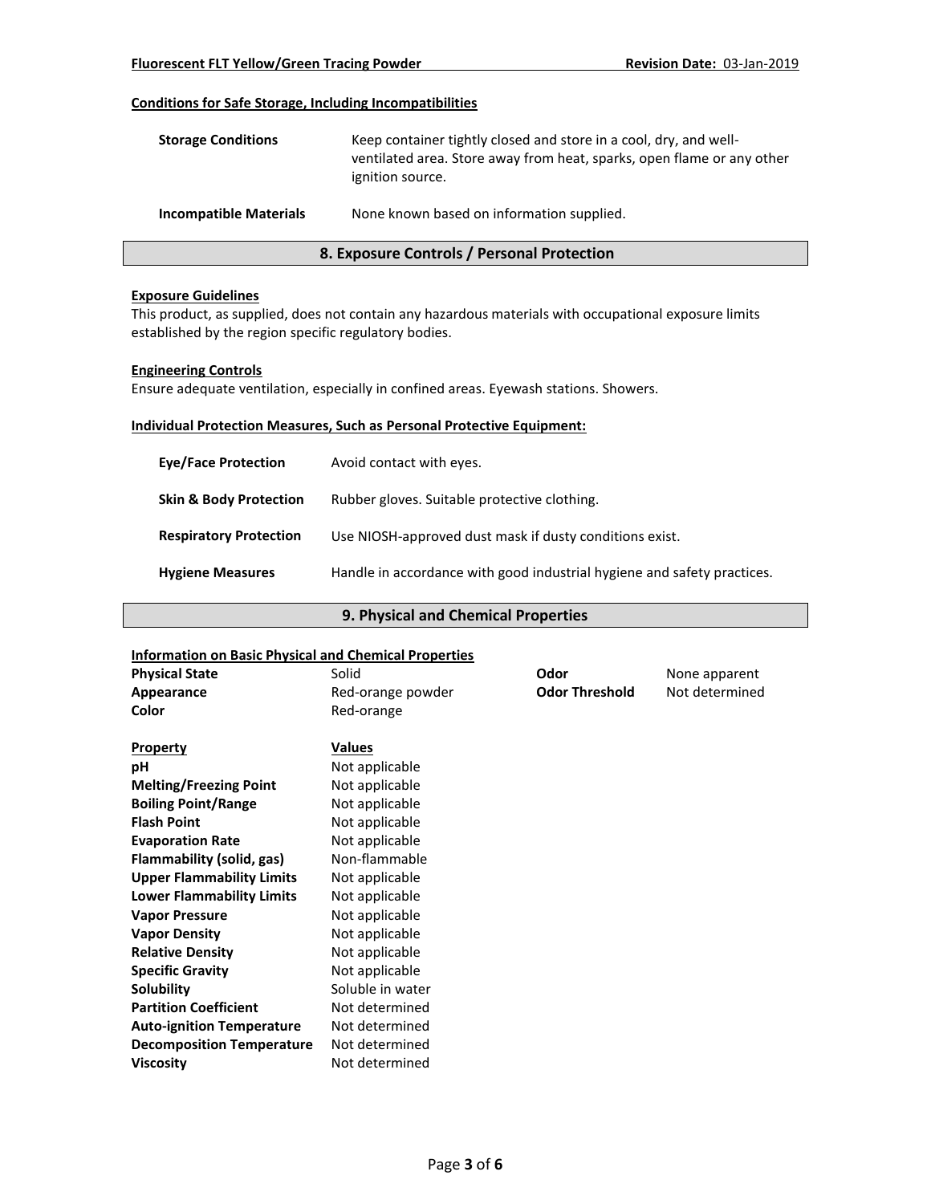#### Conditions for Safe Storage, Including Incompatibilities

| | |
|---|---|
| **Storage Conditions** | Keep container tightly closed and store in a cool, dry, and well-ventilated area. Store away from heat, sparks, open flame or any other ignition source. |
| **Incompatible Materials** | None known based on information supplied. |

## 8. Exposure Controls / Personal Protection

#### Exposure Guidelines

This product, as supplied, does not contain any hazardous materials with occupational exposure limits established by the region specific regulatory bodies.

#### Engineering Controls

Ensure adequate ventilation, especially in confined areas. Eyewash stations. Showers.

#### Individual Protection Measures, Such as Personal Protective Equipment:

| | |
|---|---|
| **Eye/Face Protection** | Avoid contact with eyes. |
| **Skin & Body Protection** | Rubber gloves. Suitable protective clothing. |
| **Respiratory Protection** | Use NIOSH-approved dust mask if dusty conditions exist. |
| **Hygiene Measures** | Handle in accordance with good industrial hygiene and safety practices. |

## 9. Physical and Chemical Properties

#### Information on Basic Physical and Chemical Properties

| | | | |
|---|---|---|---|
| **Physical State** | Solid | **Odor** | None apparent |
| **Appearance** | Red-orange powder | **Odor Threshold** | Not determined |
| **Color** | Red-orange | | |

| **Property** | **Values** |
|---|---|
| **pH** | Not applicable |
| **Melting/Freezing Point** | Not applicable |
| **Boiling Point/Range** | Not applicable |
| **Flash Point** | Not applicable |
| **Evaporation Rate** | Not applicable |
| **Flammability (solid, gas)** | Non-flammable |
| **Upper Flammability Limits** | Not applicable |
| **Lower Flammability Limits** | Not applicable |
| **Vapor Pressure** | Not applicable |
| **Vapor Density** | Not applicable |
| **Relative Density** | Not applicable |
| **Specific Gravity** | Not applicable |
| **Solubility** | Soluble in water |
| **Partition Coefficient** | Not determined |
| **Auto-ignition Temperature** | Not determined |
| **Decomposition Temperature** | Not determined |
| **Viscosity** | Not determined |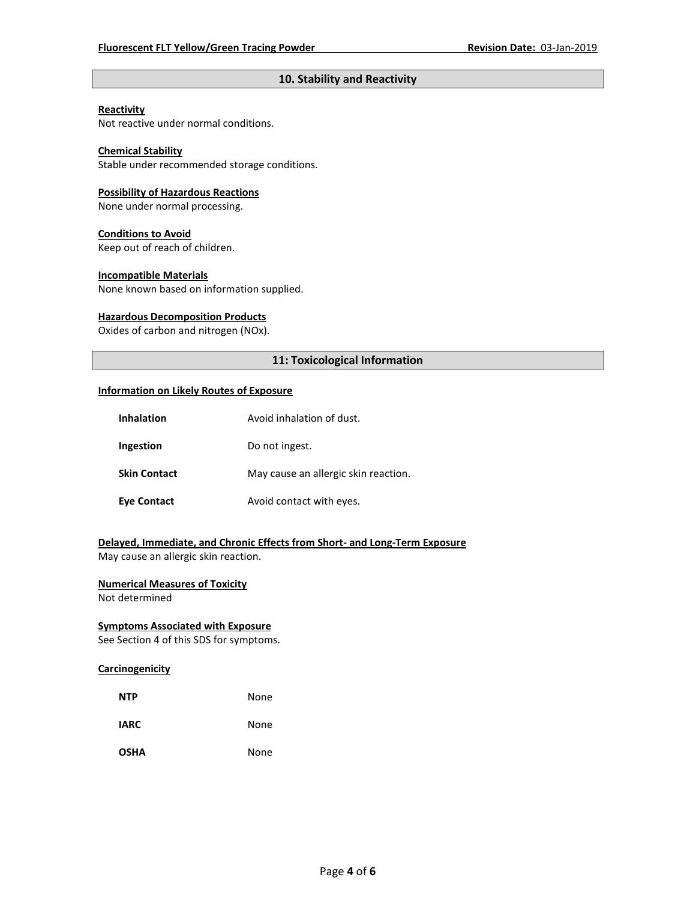## 10. Stability and Reactivity

**Reactivity**
Not reactive under normal conditions.

**Chemical Stability**
Stable under recommended storage conditions.

**Possibility of Hazardous Reactions**
None under normal processing.

**Conditions to Avoid**
Keep out of reach of children.

**Incompatible Materials**
None known based on information supplied.

**Hazardous Decomposition Products**
Oxides of carbon and nitrogen (NOx).

## 11: Toxicological Information

**Information on Likely Routes of Exposure**

| | |
|---|---|
| **Inhalation** | Avoid inhalation of dust. |
| **Ingestion** | Do not ingest. |
| **Skin Contact** | May cause an allergic skin reaction. |
| **Eye Contact** | Avoid contact with eyes. |

**Delayed, Immediate, and Chronic Effects from Short- and Long-Term Exposure**
May cause an allergic skin reaction.

**Numerical Measures of Toxicity**
Not determined

**Symptoms Associated with Exposure**
See Section 4 of this SDS for symptoms.

**Carcinogenicity**

| | |
|---|---|
| **NTP** | None |
| **IARC** | None |
| **OSHA** | None |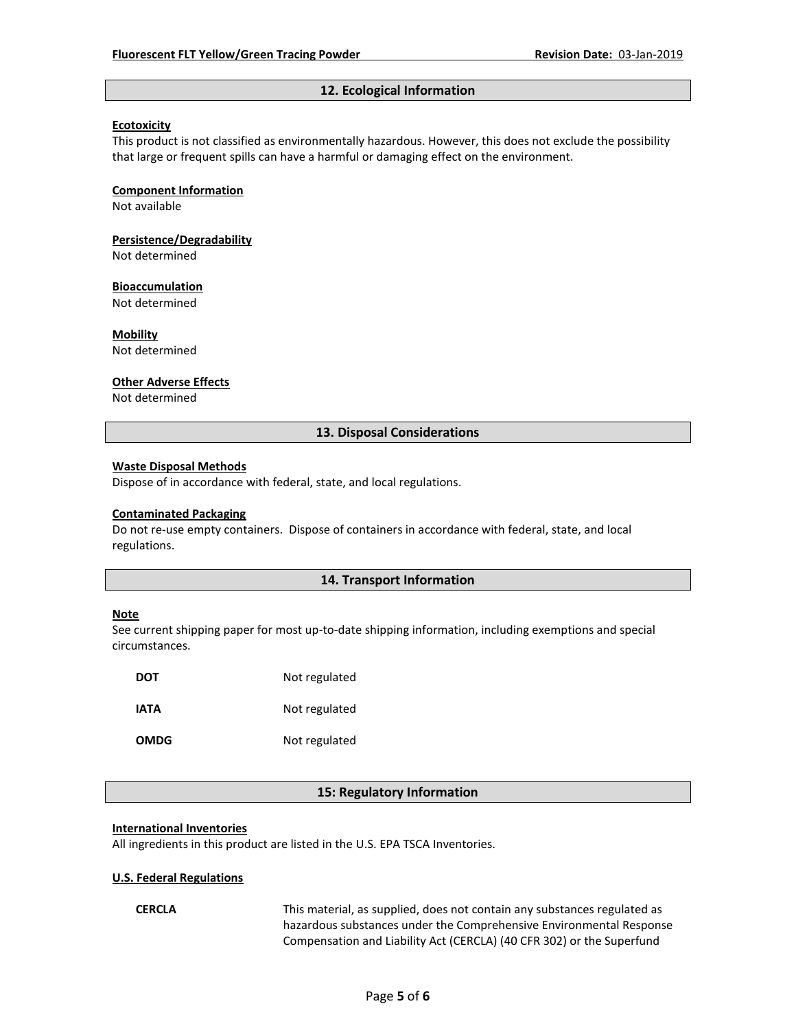## 12. Ecological Information

**Ecotoxicity**
This product is not classified as environmentally hazardous. However, this does not exclude the possibility that large or frequent spills can have a harmful or damaging effect on the environment.

**Component Information**
Not available

**Persistence/Degradability**
Not determined

**Bioaccumulation**
Not determined

**Mobility**
Not determined

**Other Adverse Effects**
Not determined

## 13. Disposal Considerations

**Waste Disposal Methods**
Dispose of in accordance with federal, state, and local regulations.

**Contaminated Packaging**
Do not re-use empty containers. Dispose of containers in accordance with federal, state, and local regulations.

## 14. Transport Information

**Note**
See current shipping paper for most up-to-date shipping information, including exemptions and special circumstances.

| | |
|---|---|
| **DOT** | Not regulated |
| **IATA** | Not regulated |
| **OMDG** | Not regulated |

## 15: Regulatory Information

**International Inventories**
All ingredients in this product are listed in the U.S. EPA TSCA Inventories.

**U.S. Federal Regulations**

**CERCLA** This material, as supplied, does not contain any substances regulated as hazardous substances under the Comprehensive Environmental Response Compensation and Liability Act (CERCLA) (40 CFR 302) or the Superfund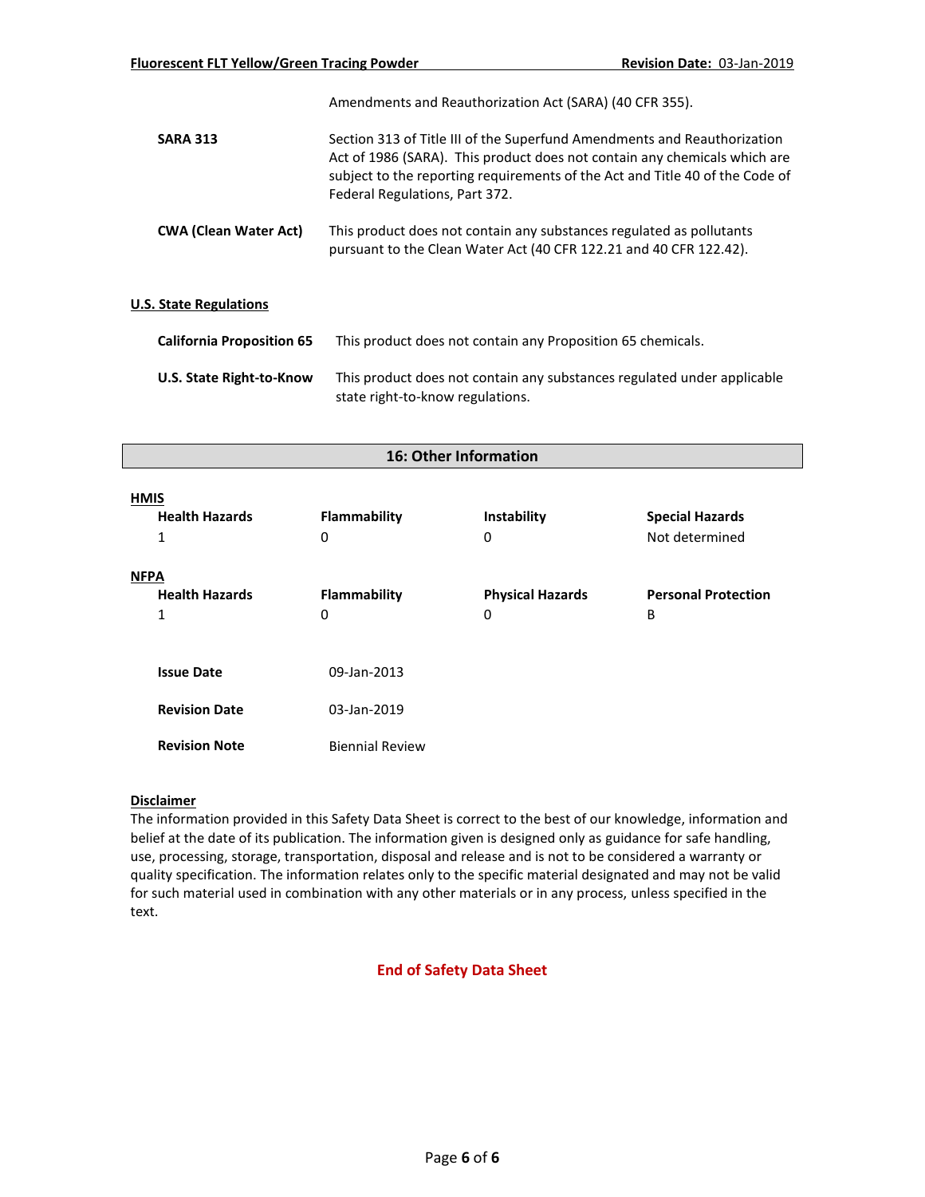Amendments and Reauthorization Act (SARA) (40 CFR 355).

**SARA 313** Section 313 of Title III of the Superfund Amendments and Reauthorization Act of 1986 (SARA). This product does not contain any chemicals which are subject to the reporting requirements of the Act and Title 40 of the Code of Federal Regulations, Part 372.

**CWA (Clean Water Act)** This product does not contain any substances regulated as pollutants pursuant to the Clean Water Act (40 CFR 122.21 and 40 CFR 122.42).

**U.S. State Regulations**

**California Proposition 65** This product does not contain any Proposition 65 chemicals.

**U.S. State Right-to-Know** This product does not contain any substances regulated under applicable state right-to-know regulations.

## 16: Other Information

**HMIS**

| Health Hazards | Flammability | Instability | Special Hazards |
|---|---|---|---|
| 1 | 0 | 0 | Not determined |

**NFPA**

| Health Hazards | Flammability | Physical Hazards | Personal Protection |
|---|---|---|---|
| 1 | 0 | 0 | B |

**Issue Date** 09-Jan-2013

**Revision Date** 03-Jan-2019

**Revision Note** Biennial Review

**Disclaimer**

The information provided in this Safety Data Sheet is correct to the best of our knowledge, information and belief at the date of its publication. The information given is designed only as guidance for safe handling, use, processing, storage, transportation, disposal and release and is not to be considered a warranty or quality specification. The information relates only to the specific material designated and may not be valid for such material used in combination with any other materials or in any process, unless specified in the text.

**End of Safety Data Sheet**